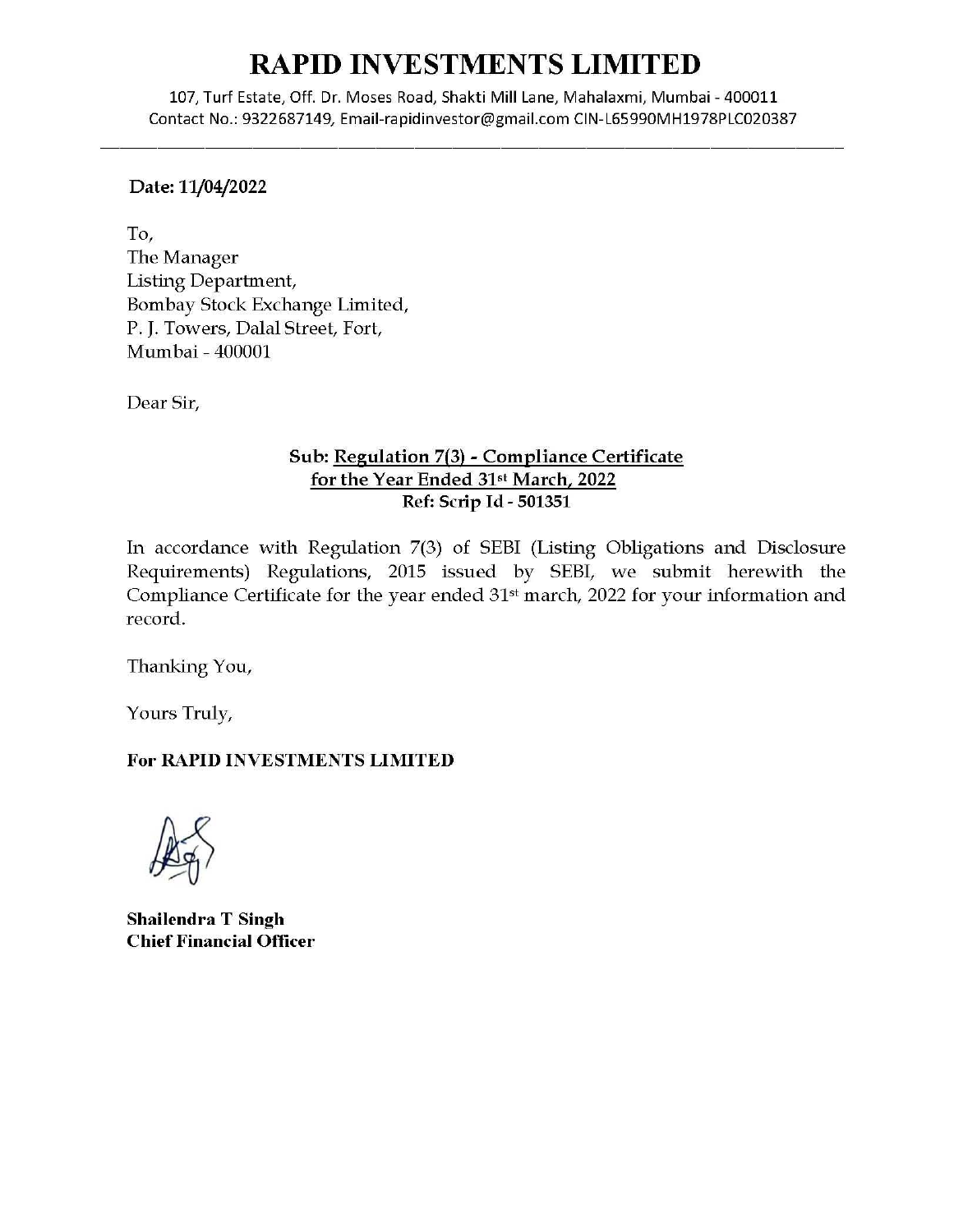# RAPID INVESTMENTS LIMITED

107, Turf Estate, Off. Dr. Moses Road, Shakti Mill Lane, Mahalaxmi, Mumbai - 400011
Contact No.: 9322687149, Email-rapidinvestor@gmail.com CIN-L65990MH1978PLC020387

---

**Date: 11/04/2022**

To,
The Manager
Listing Department,
Bombay Stock Exchange Limited,
P. J. Towers, Dalal Street, Fort,
Mumbai - 400001

Dear Sir,

**Sub: Regulation 7(3) - Compliance Certificate for the Year Ended 31st March, 2022**
**Ref: Scrip Id - 501351**

In accordance with Regulation 7(3) of SEBI (Listing Obligations and Disclosure Requirements) Regulations, 2015 issued by SEBI, we submit herewith the Compliance Certificate for the year ended 31st march, 2022 for your information and record.

Thanking You,

Yours Truly,

**For RAPID INVESTMENTS LIMITED**

**Shailendra T Singh**
**Chief Financial Officer**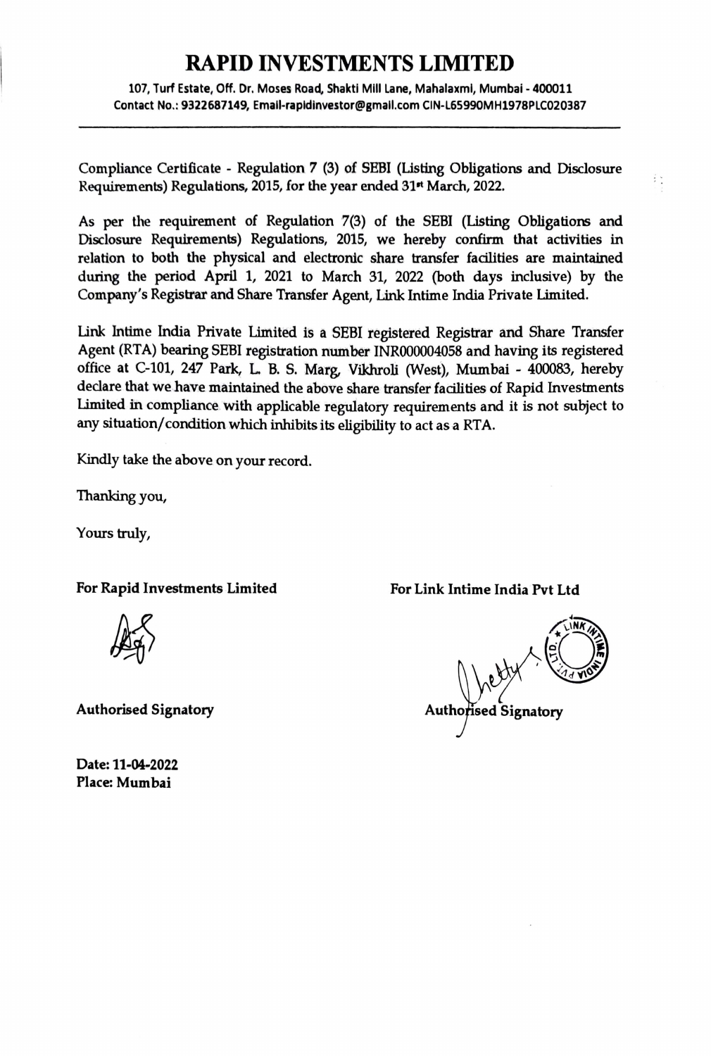# RAPID INVESTMENTS LIMITED

**107, Turf Estate, Off. Dr. Moses Road, Shakti Mill Lane, Mahalaxmi, Mumbai - 400011**
**Contact No.: 9322687149, Email-rapidinvestor@gmail.com CIN-L65990MH1978PLC020387**

---

Compliance Certificate - Regulation 7 (3) of SEBI (Listing Obligations and Disclosure Requirements) Regulations, 2015, for the year ended 31st March, 2022.

As per the requirement of Regulation 7(3) of the SEBI (Listing Obligations and Disclosure Requirements) Regulations, 2015, we hereby confirm that activities in relation to both the physical and electronic share transfer facilities are maintained during the period April 1, 2021 to March 31, 2022 (both days inclusive) by the Company's Registrar and Share Transfer Agent, Link Intime India Private Limited.

Link Intime India Private Limited is a SEBI registered Registrar and Share Transfer Agent (RTA) bearing SEBI registration number INR000004058 and having its registered office at C-101, 247 Park, L. B. S. Marg, Vikhroli (West), Mumbai - 400083, hereby declare that we have maintained the above share transfer facilities of Rapid Investments Limited in compliance with applicable regulatory requirements and it is not subject to any situation/condition which inhibits its eligibility to act as a RTA.

Kindly take the above on your record.

Thanking you,

Yours truly,

**For Rapid Investments Limited**

**Authorised Signatory**

**For Link Intime India Pvt Ltd**

**Authorised Signatory**

**Date: 11-04-2022**
**Place: Mumbai**